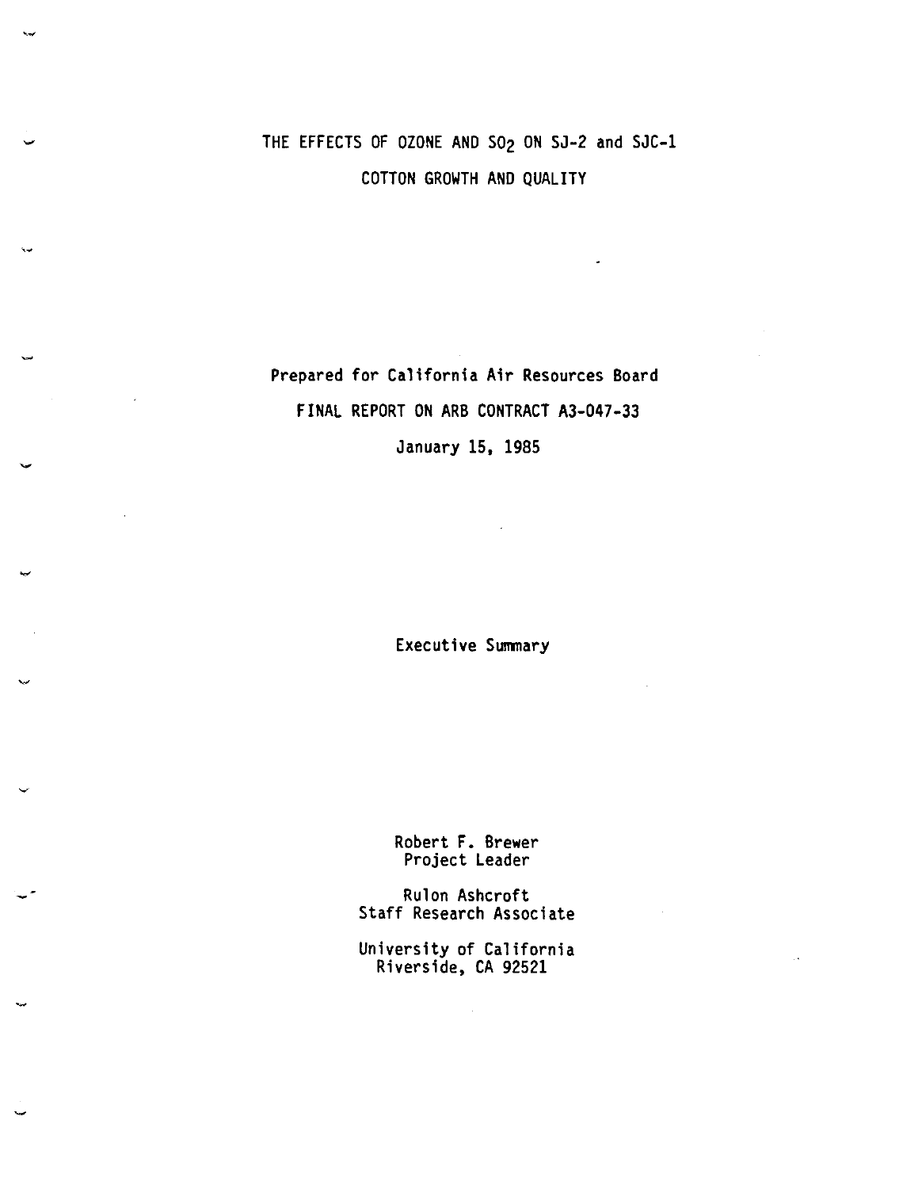# THE EFFECTS OF OZONE AND $SO_2$ ON SJ-2 and SJC-1 COTTON GROWTH AND QUALITY

Prepared for California Air Resources Board

FINAL REPORT ON ARB CONTRACT A3-047-33

January 15, 1985

Executive Summary

Robert F. Brewer
Project Leader

Rulon Ashcroft
Staff Research Associate

University of California
Riverside, CA 92521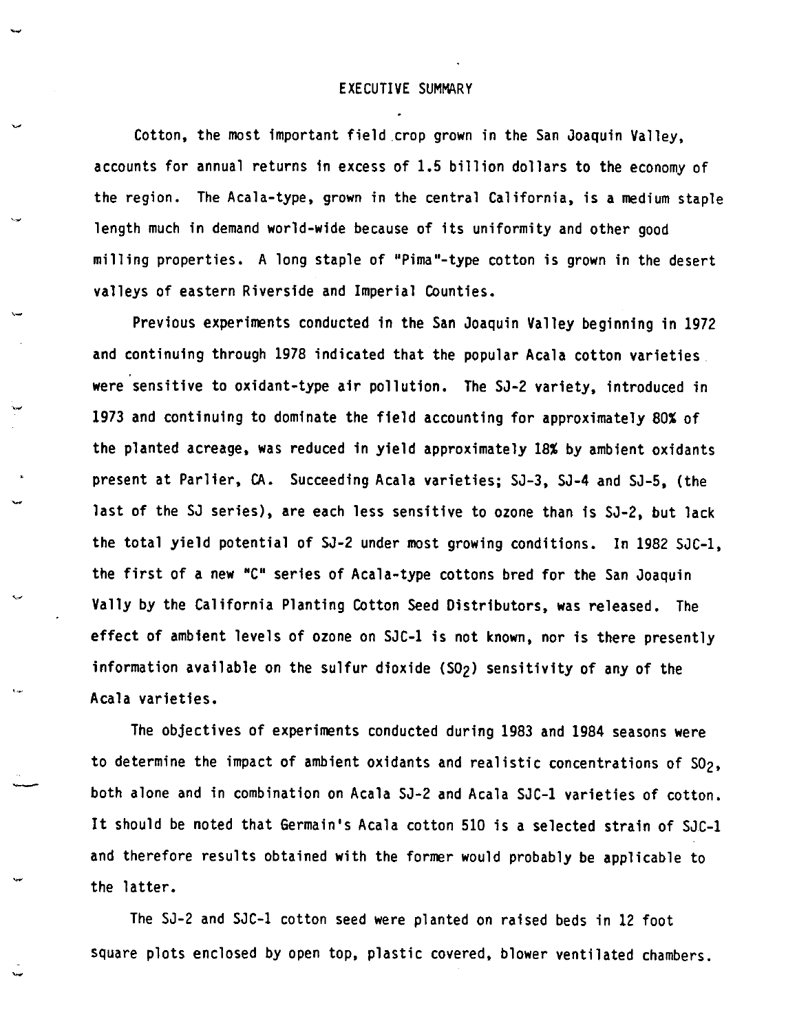# EXECUTIVE SUMMARY

Cotton, the most important field crop grown in the San Joaquin Valley, accounts for annual returns in excess of 1.5 billion dollars to the economy of the region. The Acala-type, grown in the central California, is a medium staple length much in demand world-wide because of its uniformity and other good milling properties. A long staple of "Pima"-type cotton is grown in the desert valleys of eastern Riverside and Imperial Counties.

Previous experiments conducted in the San Joaquin Valley beginning in 1972 and continuing through 1978 indicated that the popular Acala cotton varieties were sensitive to oxidant-type air pollution. The SJ-2 variety, introduced in 1973 and continuing to dominate the field accounting for approximately 80% of the planted acreage, was reduced in yield approximately 18% by ambient oxidants present at Parlier, CA. Succeeding Acala varieties; SJ-3, SJ-4 and SJ-5, (the last of the SJ series), are each less sensitive to ozone than is SJ-2, but lack the total yield potential of SJ-2 under most growing conditions. In 1982 SJC-1, the first of a new "C" series of Acala-type cottons bred for the San Joaquin Vally by the California Planting Cotton Seed Distributors, was released. The effect of ambient levels of ozone on SJC-1 is not known, nor is there presently information available on the sulfur dioxide ($SO_2$) sensitivity of any of the Acala varieties.

The objectives of experiments conducted during 1983 and 1984 seasons were to determine the impact of ambient oxidants and realistic concentrations of $SO_2$, both alone and in combination on Acala SJ-2 and Acala SJC-1 varieties of cotton. It should be noted that Germain's Acala cotton 510 is a selected strain of SJC-1 and therefore results obtained with the former would probably be applicable to the latter.

The SJ-2 and SJC-1 cotton seed were planted on raised beds in 12 foot square plots enclosed by open top, plastic covered, blower ventilated chambers.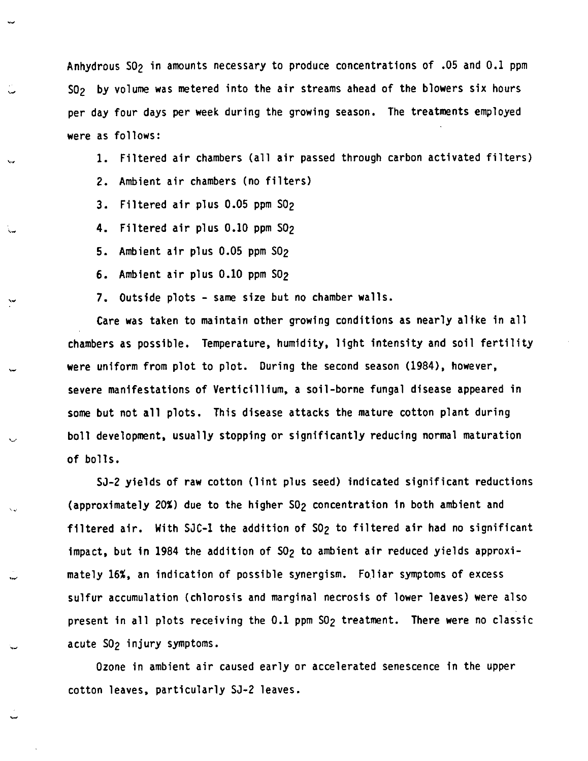Anhydrous $SO_2$ in amounts necessary to produce concentrations of .05 and 0.1 ppm $SO_2$ by volume was metered into the air streams ahead of the blowers six hours per day four days per week during the growing season. The treatments employed were as follows:

1. Filtered air chambers (all air passed through carbon activated filters)
2. Ambient air chambers (no filters)
3. Filtered air plus 0.05 ppm $SO_2$
4. Filtered air plus 0.10 ppm $SO_2$
5. Ambient air plus 0.05 ppm $SO_2$
6. Ambient air plus 0.10 ppm $SO_2$
7. Outside plots - same size but no chamber walls.

Care was taken to maintain other growing conditions as nearly alike in all chambers as possible. Temperature, humidity, light intensity and soil fertility were uniform from plot to plot. During the second season (1984), however, severe manifestations of Verticillium, a soil-borne fungal disease appeared in some but not all plots. This disease attacks the mature cotton plant during boll development, usually stopping or significantly reducing normal maturation of bolls.

SJ-2 yields of raw cotton (lint plus seed) indicated significant reductions (approximately 20%) due to the higher $SO_2$ concentration in both ambient and filtered air. With SJC-1 the addition of $SO_2$ to filtered air had no significant impact, but in 1984 the addition of $SO_2$ to ambient air reduced yields approximately 16%, an indication of possible synergism. Foliar symptoms of excess sulfur accumulation (chlorosis and marginal necrosis of lower leaves) were also present in all plots receiving the 0.1 ppm $SO_2$ treatment. There were no classic acute $SO_2$ injury symptoms.

Ozone in ambient air caused early or accelerated senescence in the upper cotton leaves, particularly SJ-2 leaves.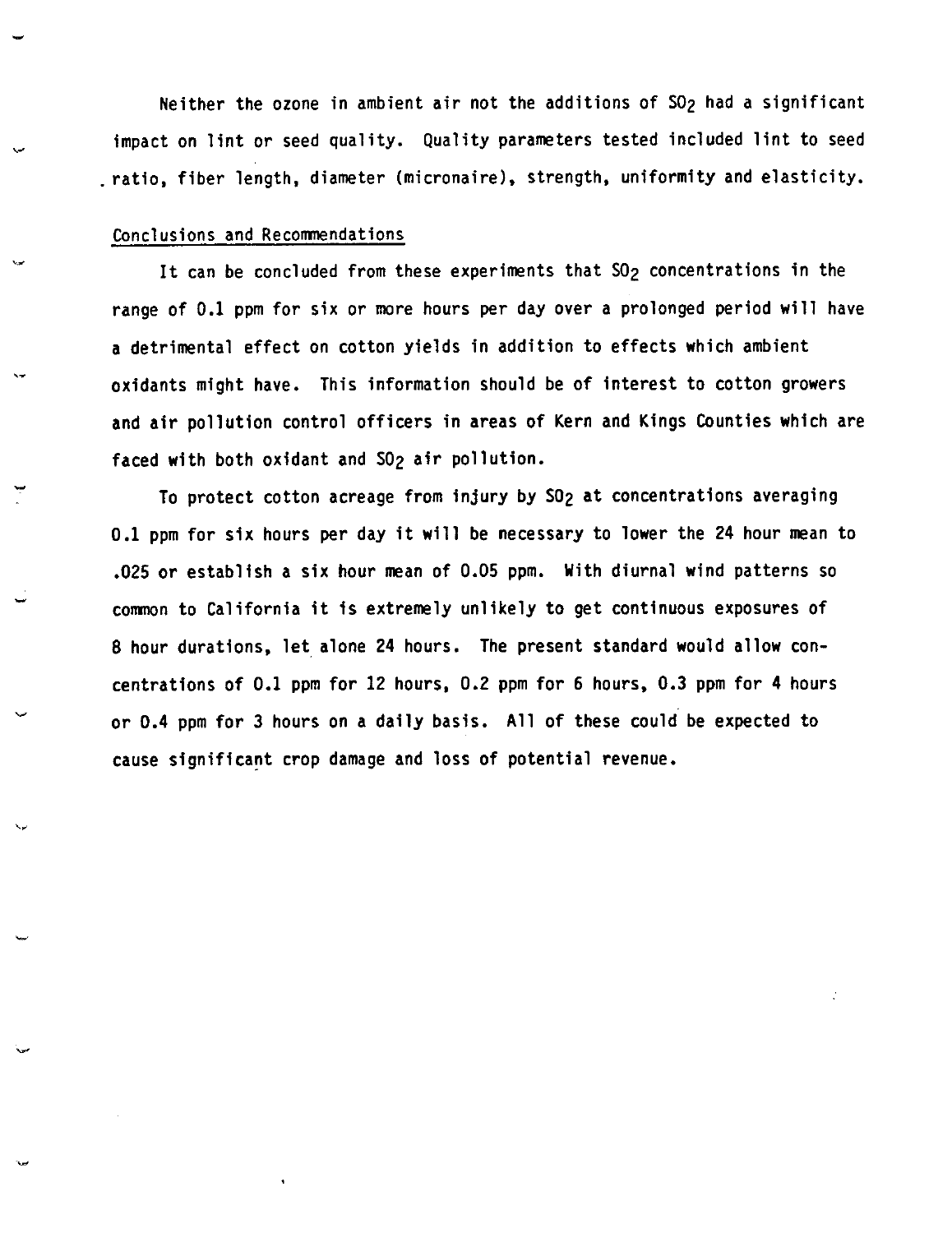Neither the ozone in ambient air not the additions of $SO_2$ had a significant impact on lint or seed quality. Quality parameters tested included lint to seed ratio, fiber length, diameter (micronaire), strength, uniformity and elasticity.

## Conclusions and Recommendations

It can be concluded from these experiments that $SO_2$ concentrations in the range of 0.1 ppm for six or more hours per day over a prolonged period will have a detrimental effect on cotton yields in addition to effects which ambient oxidants might have. This information should be of interest to cotton growers and air pollution control officers in areas of Kern and Kings Counties which are faced with both oxidant and $SO_2$ air pollution.

To protect cotton acreage from injury by $SO_2$ at concentrations averaging 0.1 ppm for six hours per day it will be necessary to lower the 24 hour mean to .025 or establish a six hour mean of 0.05 ppm. With diurnal wind patterns so common to California it is extremely unlikely to get continuous exposures of 8 hour durations, let alone 24 hours. The present standard would allow concentrations of 0.1 ppm for 12 hours, 0.2 ppm for 6 hours, 0.3 ppm for 4 hours or 0.4 ppm for 3 hours on a daily basis. All of these could be expected to cause significant crop damage and loss of potential revenue.